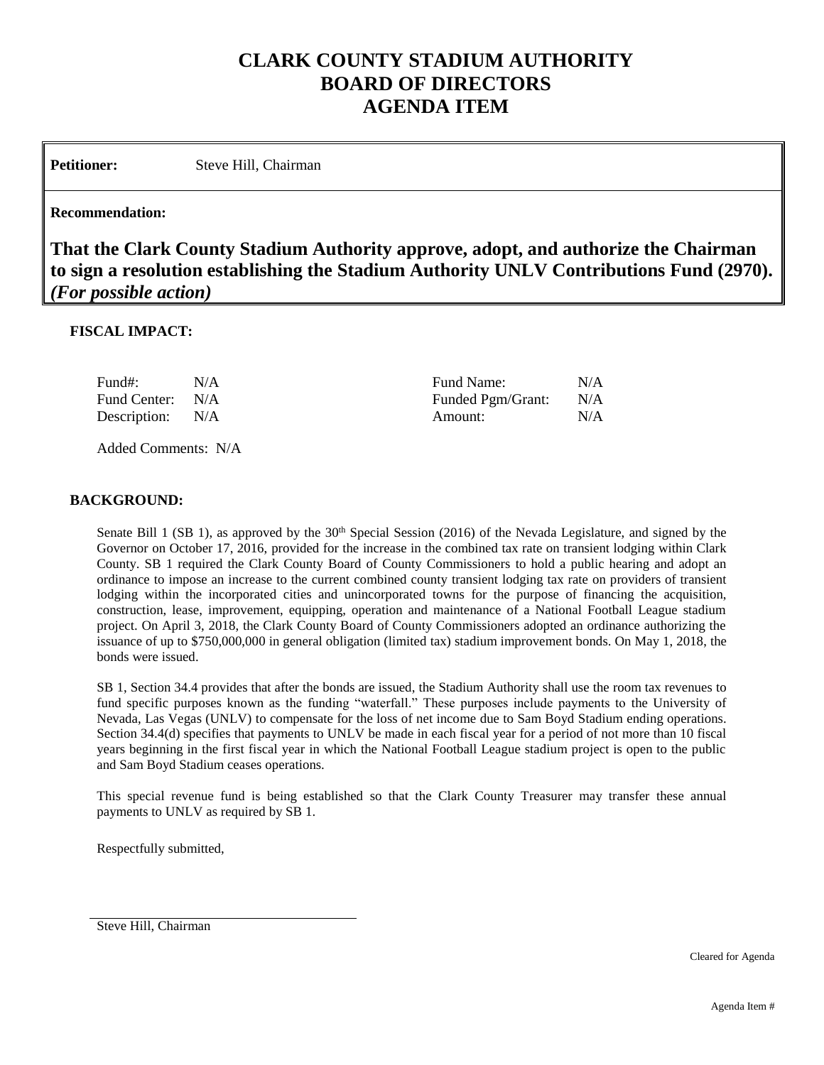# CLARK COUNTY STADIUM AUTHORITY
# BOARD OF DIRECTORS
# AGENDA ITEM

**Petitioner:** Steve Hill, Chairman

**Recommendation:**

**That the Clark County Stadium Authority approve, adopt, and authorize the Chairman to sign a resolution establishing the Stadium Authority UNLV Contributions Fund (2970).** ***(For possible action)***

**FISCAL IMPACT:**

| | | | |
|---|---|---|---|
| Fund#: | N/A | Fund Name: | N/A |
| Fund Center: | N/A | Funded Pgm/Grant: | N/A |
| Description: | N/A | Amount: | N/A |

Added Comments: N/A

**BACKGROUND:**

Senate Bill 1 (SB 1), as approved by the 30th Special Session (2016) of the Nevada Legislature, and signed by the Governor on October 17, 2016, provided for the increase in the combined tax rate on transient lodging within Clark County. SB 1 required the Clark County Board of County Commissioners to hold a public hearing and adopt an ordinance to impose an increase to the current combined county transient lodging tax rate on providers of transient lodging within the incorporated cities and unincorporated towns for the purpose of financing the acquisition, construction, lease, improvement, equipping, operation and maintenance of a National Football League stadium project. On April 3, 2018, the Clark County Board of County Commissioners adopted an ordinance authorizing the issuance of up to $750,000,000 in general obligation (limited tax) stadium improvement bonds. On May 1, 2018, the bonds were issued.

SB 1, Section 34.4 provides that after the bonds are issued, the Stadium Authority shall use the room tax revenues to fund specific purposes known as the funding "waterfall." These purposes include payments to the University of Nevada, Las Vegas (UNLV) to compensate for the loss of net income due to Sam Boyd Stadium ending operations. Section 34.4(d) specifies that payments to UNLV be made in each fiscal year for a period of not more than 10 fiscal years beginning in the first fiscal year in which the National Football League stadium project is open to the public and Sam Boyd Stadium ceases operations.

This special revenue fund is being established so that the Clark County Treasurer may transfer these annual payments to UNLV as required by SB 1.

Respectfully submitted,

Steve Hill, Chairman

Cleared for Agenda

Agenda Item #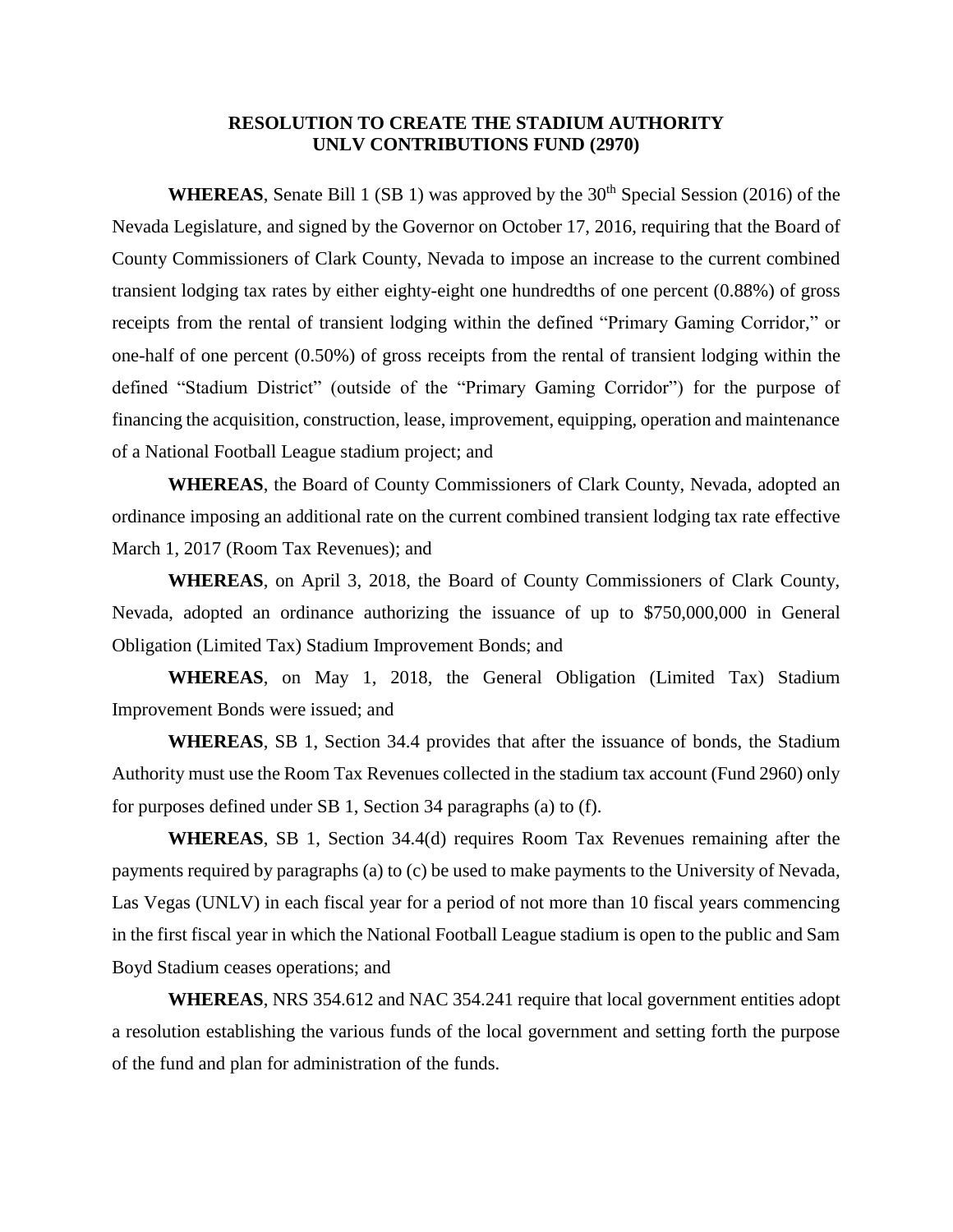**RESOLUTION TO CREATE THE STADIUM AUTHORITY UNLV CONTRIBUTIONS FUND (2970)**

**WHEREAS**, Senate Bill 1 (SB 1) was approved by the 30th Special Session (2016) of the Nevada Legislature, and signed by the Governor on October 17, 2016, requiring that the Board of County Commissioners of Clark County, Nevada to impose an increase to the current combined transient lodging tax rates by either eighty-eight one hundredths of one percent (0.88%) of gross receipts from the rental of transient lodging within the defined "Primary Gaming Corridor," or one-half of one percent (0.50%) of gross receipts from the rental of transient lodging within the defined "Stadium District" (outside of the "Primary Gaming Corridor") for the purpose of financing the acquisition, construction, lease, improvement, equipping, operation and maintenance of a National Football League stadium project; and

**WHEREAS**, the Board of County Commissioners of Clark County, Nevada, adopted an ordinance imposing an additional rate on the current combined transient lodging tax rate effective March 1, 2017 (Room Tax Revenues); and

**WHEREAS**, on April 3, 2018, the Board of County Commissioners of Clark County, Nevada, adopted an ordinance authorizing the issuance of up to $750,000,000 in General Obligation (Limited Tax) Stadium Improvement Bonds; and

**WHEREAS**, on May 1, 2018, the General Obligation (Limited Tax) Stadium Improvement Bonds were issued; and

**WHEREAS**, SB 1, Section 34.4 provides that after the issuance of bonds, the Stadium Authority must use the Room Tax Revenues collected in the stadium tax account (Fund 2960) only for purposes defined under SB 1, Section 34 paragraphs (a) to (f).

**WHEREAS**, SB 1, Section 34.4(d) requires Room Tax Revenues remaining after the payments required by paragraphs (a) to (c) be used to make payments to the University of Nevada, Las Vegas (UNLV) in each fiscal year for a period of not more than 10 fiscal years commencing in the first fiscal year in which the National Football League stadium is open to the public and Sam Boyd Stadium ceases operations; and

**WHEREAS**, NRS 354.612 and NAC 354.241 require that local government entities adopt a resolution establishing the various funds of the local government and setting forth the purpose of the fund and plan for administration of the funds.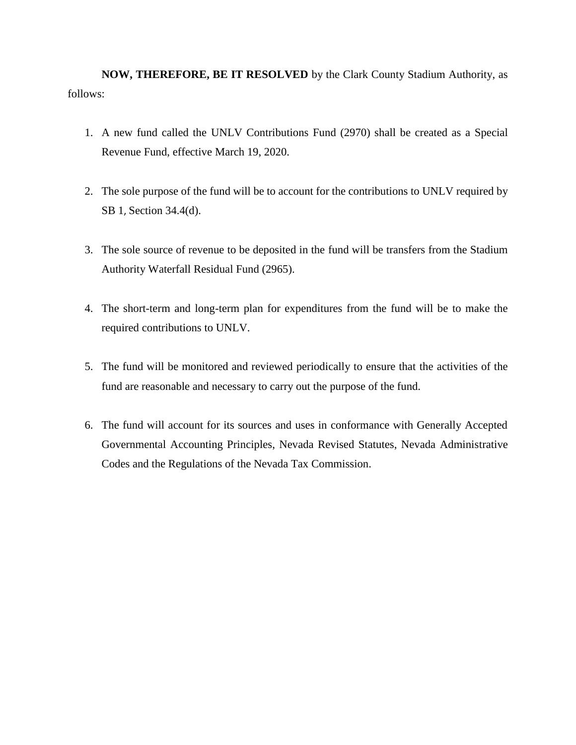**NOW, THEREFORE, BE IT RESOLVED** by the Clark County Stadium Authority, as follows:

1. A new fund called the UNLV Contributions Fund (2970) shall be created as a Special Revenue Fund, effective March 19, 2020.

2. The sole purpose of the fund will be to account for the contributions to UNLV required by SB 1, Section 34.4(d).

3. The sole source of revenue to be deposited in the fund will be transfers from the Stadium Authority Waterfall Residual Fund (2965).

4. The short-term and long-term plan for expenditures from the fund will be to make the required contributions to UNLV.

5. The fund will be monitored and reviewed periodically to ensure that the activities of the fund are reasonable and necessary to carry out the purpose of the fund.

6. The fund will account for its sources and uses in conformance with Generally Accepted Governmental Accounting Principles, Nevada Revised Statutes, Nevada Administrative Codes and the Regulations of the Nevada Tax Commission.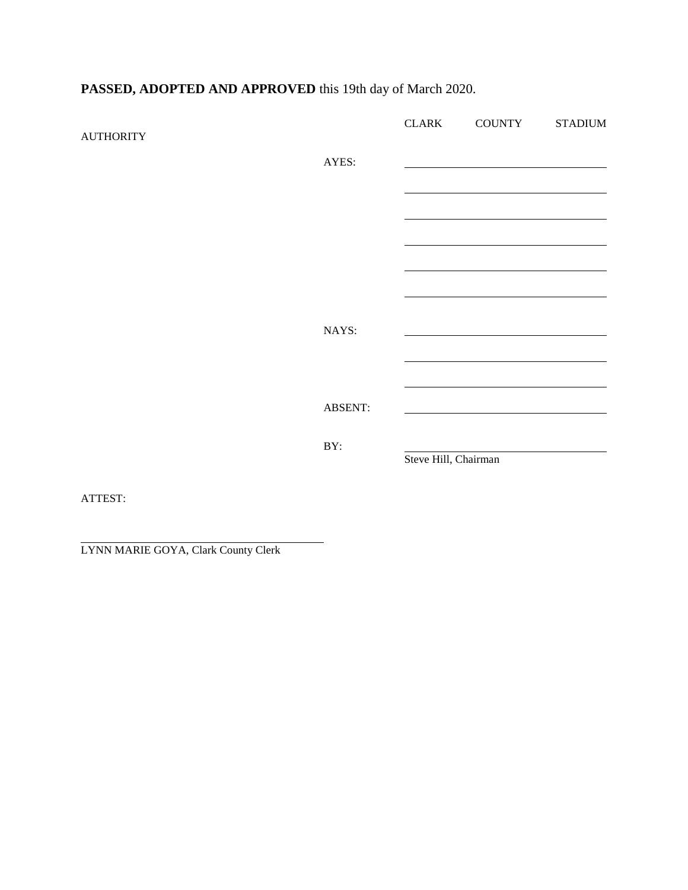**PASSED, ADOPTED AND APPROVED** this 19th day of March 2020.

CLARK COUNTY STADIUM AUTHORITY

AYES: \_\_\_\_\_\_\_\_\_\_\_\_\_\_\_\_\_\_\_\_\_\_\_\_\_\_\_\_\_\_

\_\_\_\_\_\_\_\_\_\_\_\_\_\_\_\_\_\_\_\_\_\_\_\_\_\_\_\_\_\_

\_\_\_\_\_\_\_\_\_\_\_\_\_\_\_\_\_\_\_\_\_\_\_\_\_\_\_\_\_\_

\_\_\_\_\_\_\_\_\_\_\_\_\_\_\_\_\_\_\_\_\_\_\_\_\_\_\_\_\_\_

\_\_\_\_\_\_\_\_\_\_\_\_\_\_\_\_\_\_\_\_\_\_\_\_\_\_\_\_\_\_

\_\_\_\_\_\_\_\_\_\_\_\_\_\_\_\_\_\_\_\_\_\_\_\_\_\_\_\_\_\_

NAYS: \_\_\_\_\_\_\_\_\_\_\_\_\_\_\_\_\_\_\_\_\_\_\_\_\_\_\_\_\_\_

\_\_\_\_\_\_\_\_\_\_\_\_\_\_\_\_\_\_\_\_\_\_\_\_\_\_\_\_\_\_

\_\_\_\_\_\_\_\_\_\_\_\_\_\_\_\_\_\_\_\_\_\_\_\_\_\_\_\_\_\_

ABSENT: \_\_\_\_\_\_\_\_\_\_\_\_\_\_\_\_\_\_\_\_\_\_\_\_\_\_\_\_\_\_

BY: \_\_\_\_\_\_\_\_\_\_\_\_\_\_\_\_\_\_\_\_\_\_\_\_\_\_\_\_\_\_
Steve Hill, Chairman

ATTEST:

\_\_\_\_\_\_\_\_\_\_\_\_\_\_\_\_\_\_\_\_\_\_\_\_\_\_\_\_\_\_\_\_\_\_\_\_
LYNN MARIE GOYA, Clark County Clerk